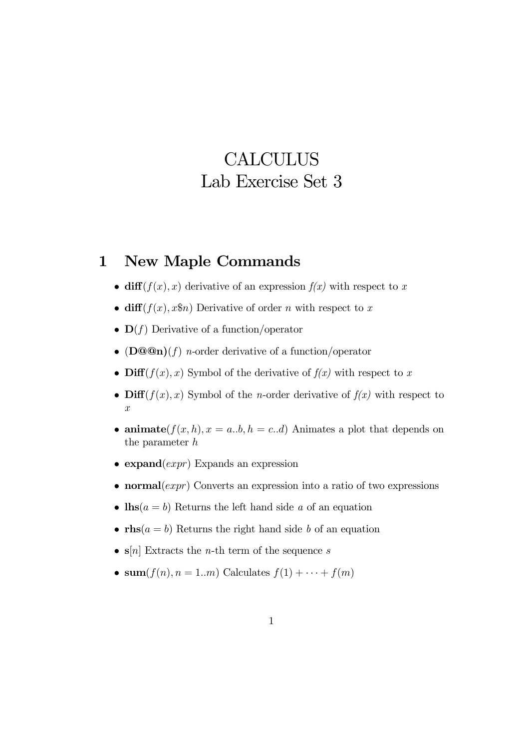# CALCULUS
# Lab Exercise Set 3

## 1 New Maple Commands

- **diff**$(f(x), x)$ derivative of an expression *f(x)* with respect to $x$
- **diff**$(f(x), x\$n)$ Derivative of order $n$ with respect to $x$
- **D**$(f)$ Derivative of a function/operator
- **(D@@n)**$(f)$ $n$-order derivative of a function/operator
- **Diff**$(f(x), x)$ Symbol of the derivative of *f(x)* with respect to $x$
- **Diff**$(f(x), x)$ Symbol of the $n$-order derivative of *f(x)* with respect to $x$
- **animate**$(f(x, h), x = a..b, h = c..d)$ Animates a plot that depends on the parameter $h$
- **expand**$(expr)$ Expands an expression
- **normal**$(expr)$ Converts an expression into a ratio of two expressions
- **lhs**$(a = b)$ Returns the left hand side $a$ of an equation
- **rhs**$(a = b)$ Returns the right hand side $b$ of an equation
- **s**$[n]$ Extracts the $n$-th term of the sequence $s$
- **sum**$(f(n), n = 1..m)$ Calculates $f(1) + \cdots + f(m)$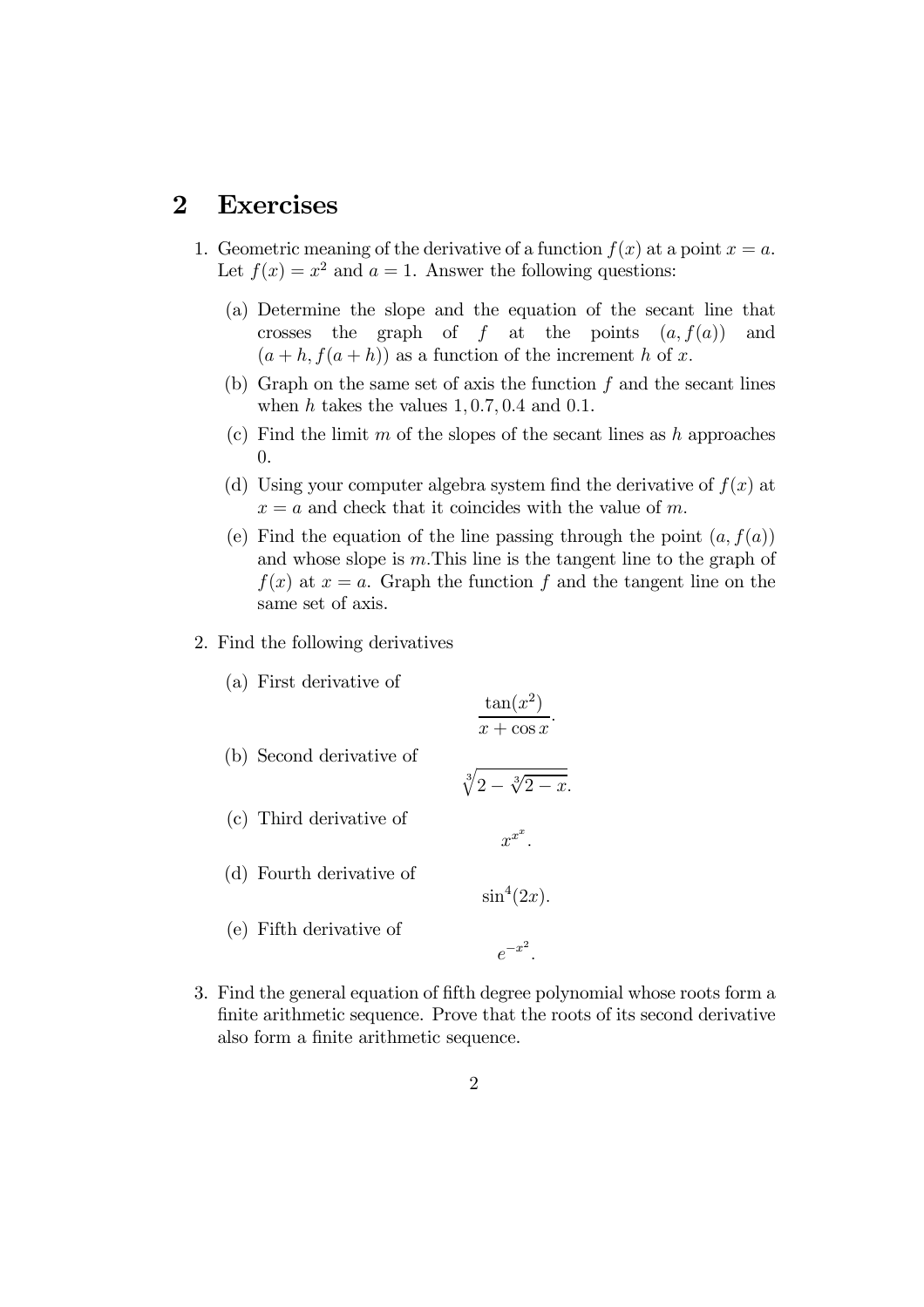## 2 Exercises

1. Geometric meaning of the derivative of a function $f(x)$ at a point $x = a$. Let $f(x) = x^2$ and $a = 1$. Answer the following questions:

   (a) Determine the slope and the equation of the secant line that crosses the graph of $f$ at the points $(a, f(a))$ and $(a + h, f(a + h))$ as a function of the increment $h$ of $x$.

   (b) Graph on the same set of axis the function $f$ and the secant lines when $h$ takes the values $1, 0.7, 0.4$ and $0.1$.

   (c) Find the limit $m$ of the slopes of the secant lines as $h$ approaches 0.

   (d) Using your computer algebra system find the derivative of $f(x)$ at $x = a$ and check that it coincides with the value of $m$.

   (e) Find the equation of the line passing through the point $(a, f(a))$ and whose slope is $m$.This line is the tangent line to the graph of $f(x)$ at $x = a$. Graph the function $f$ and the tangent line on the same set of axis.

2. Find the following derivatives

   (a) First derivative of
   $$\frac{\tan(x^2)}{x + \cos x}.$$

   (b) Second derivative of
   $$\sqrt[3]{2 - \sqrt[3]{2 - x}}.$$

   (c) Third derivative of
   $$x^{x^x}.$$

   (d) Fourth derivative of
   $$\sin^4(2x).$$

   (e) Fifth derivative of
   $$e^{-x^2}.$$

3. Find the general equation of fifth degree polynomial whose roots form a finite arithmetic sequence. Prove that the roots of its second derivative also form a finite arithmetic sequence.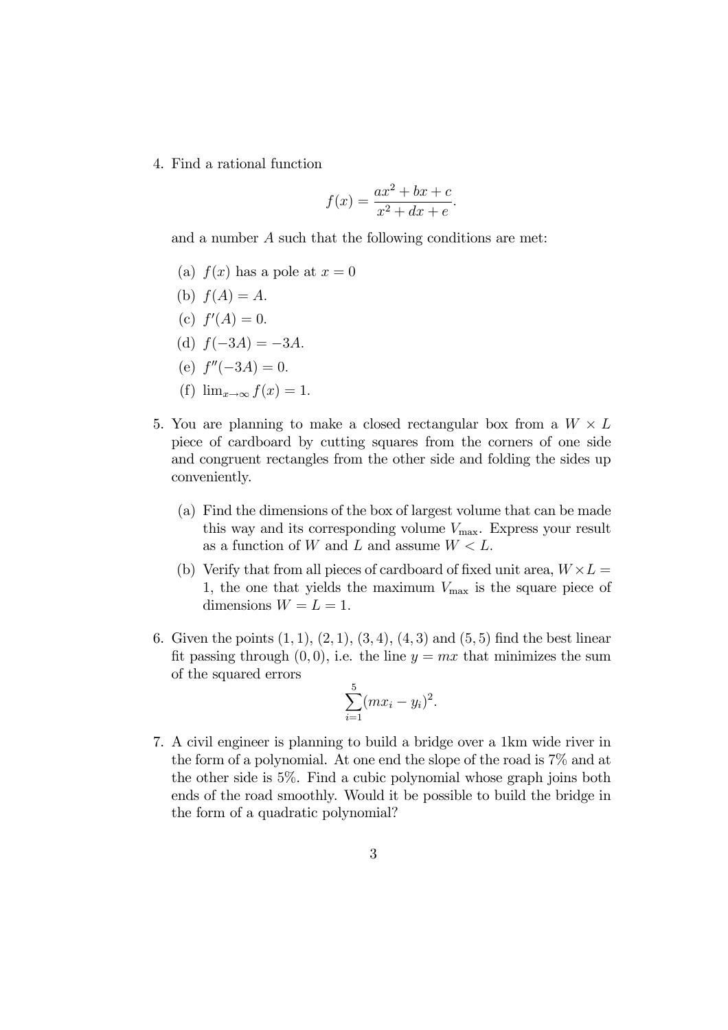4. Find a rational function

$$f(x) = \frac{ax^2 + bx + c}{x^2 + dx + e}.$$

and a number $A$ such that the following conditions are met:

   (a) $f(x)$ has a pole at $x = 0$

   (b) $f(A) = A$.

   (c) $f'(A) = 0$.

   (d) $f(-3A) = -3A$.

   (e) $f''(-3A) = 0$.

   (f) $\lim_{x\to\infty} f(x) = 1$.

5. You are planning to make a closed rectangular box from a $W \times L$ piece of cardboard by cutting squares from the corners of one side and congruent rectangles from the other side and folding the sides up conveniently.

   (a) Find the dimensions of the box of largest volume that can be made this way and its corresponding volume $V_{\max}$. Express your result as a function of $W$ and $L$ and assume $W < L$.

   (b) Verify that from all pieces of cardboard of fixed unit area, $W \times L = 1$, the one that yields the maximum $V_{\max}$ is the square piece of dimensions $W = L = 1$.

6. Given the points $(1, 1)$, $(2, 1)$, $(3, 4)$, $(4, 3)$ and $(5, 5)$ find the best linear fit passing through $(0, 0)$, i.e. the line $y = mx$ that minimizes the sum of the squared errors

$$\sum_{i=1}^{5} (mx_i - y_i)^2.$$

7. A civil engineer is planning to build a bridge over a 1km wide river in the form of a polynomial. At one end the slope of the road is 7% and at the other side is 5%. Find a cubic polynomial whose graph joins both ends of the road smoothly. Would it be possible to build the bridge in the form of a quadratic polynomial?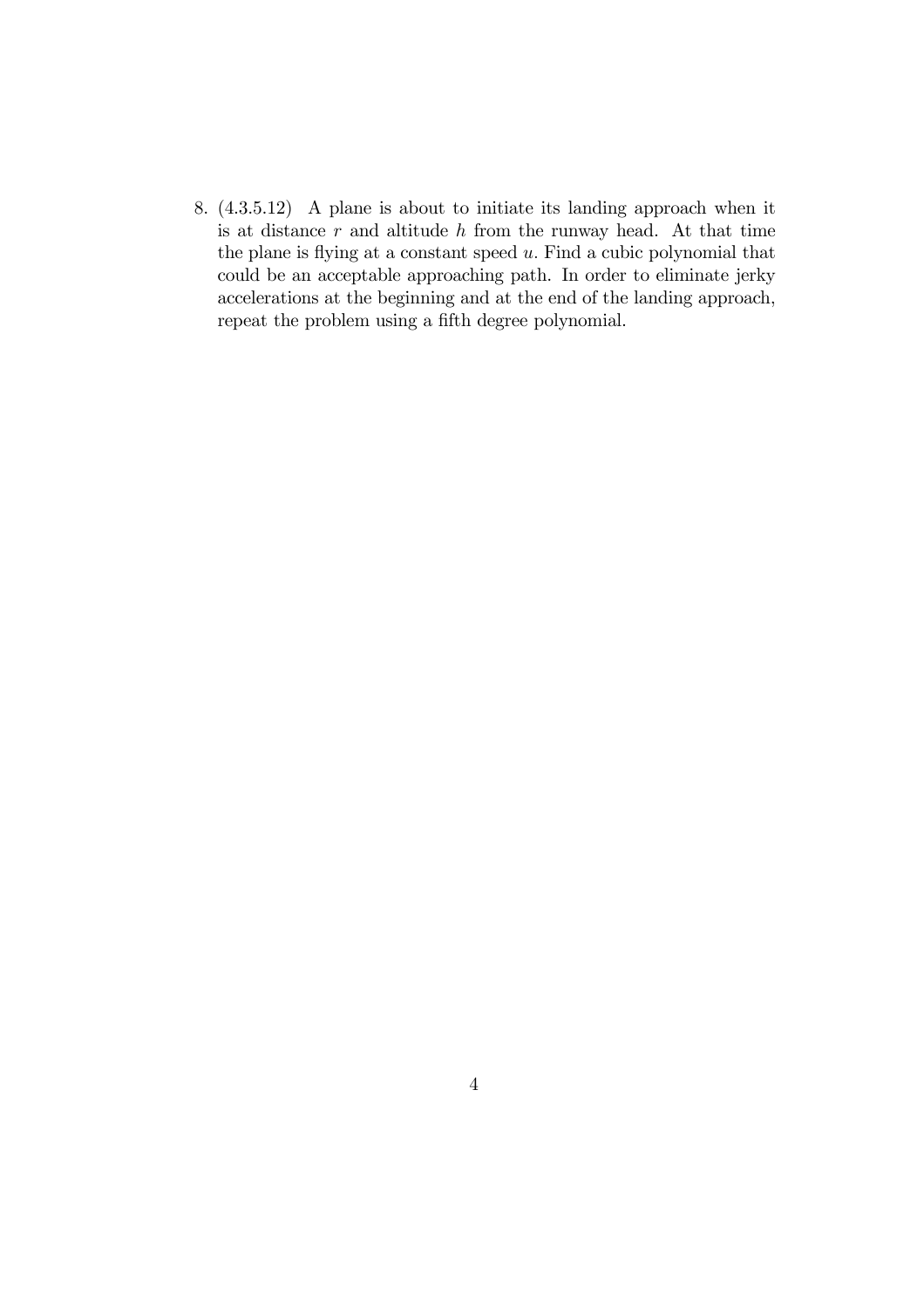8. (4.3.5.12) A plane is about to initiate its landing approach when it is at distance $r$ and altitude $h$ from the runway head. At that time the plane is flying at a constant speed $u$. Find a cubic polynomial that could be an acceptable approaching path. In order to eliminate jerky accelerations at the beginning and at the end of the landing approach, repeat the problem using a fifth degree polynomial.